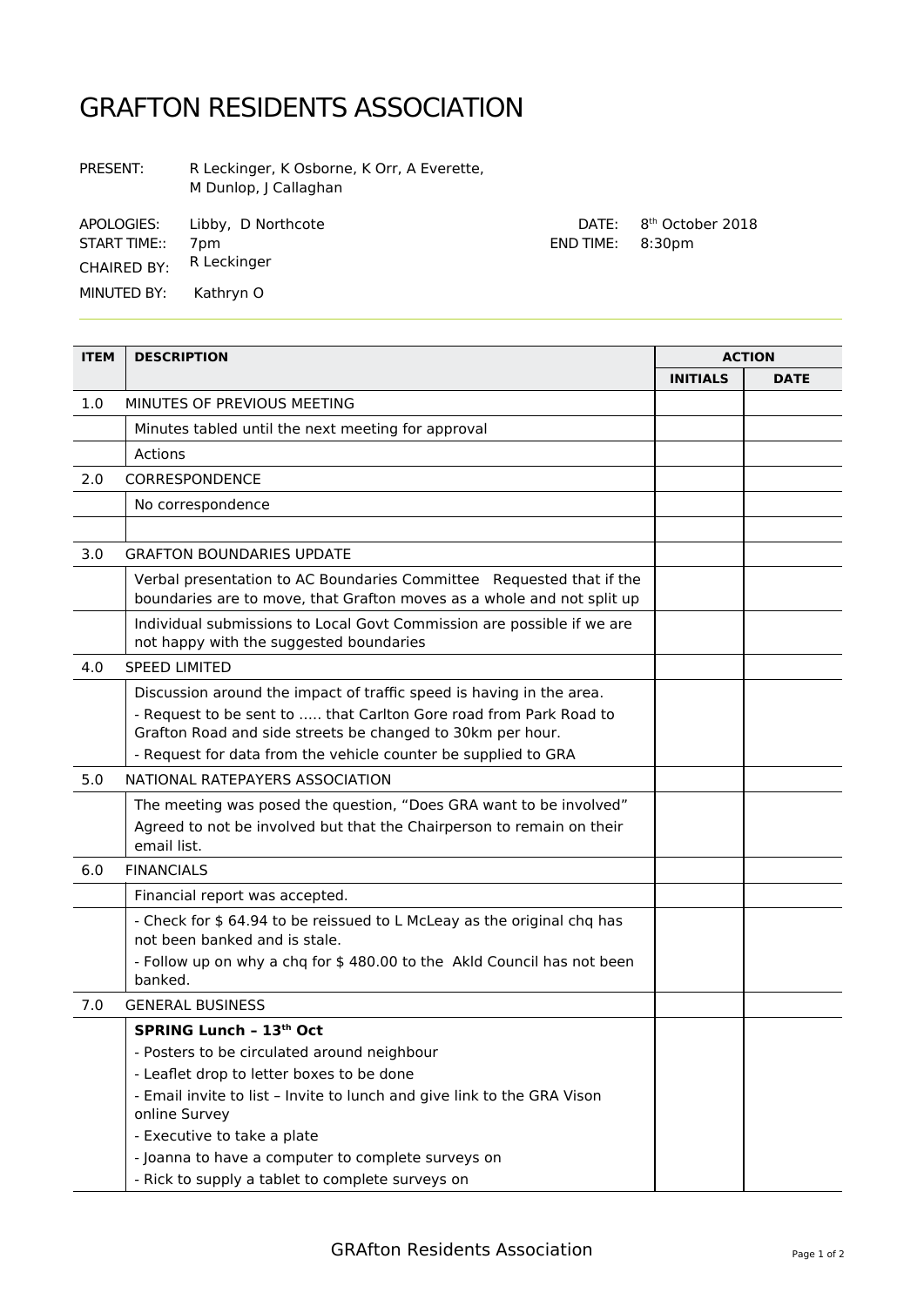# GRAFTON RESIDENTS ASSOCIATION

PRESENT: R Leckinger, K Osborne, K Orr, A Everette, M Dunlop, J Callaghan

APOLOGIES: Libby, D Northcote

DATE: 8th October 2018

START TIME:: 7pm

END TIME: 8:30pm

CHAIRED BY: R Leckinger

MINUTED BY: Kathryn O

| ITEM | DESCRIPTION | ACTION | |
|---|---|---|---|
| | | **INITIALS** | **DATE** |
| 1.0 | MINUTES OF PREVIOUS MEETING | | |
| | Minutes tabled until the next meeting for approval | | |
| | Actions | | |
| 2.0 | CORRESPONDENCE | | |
| | No correspondence | | |
| | | | |
| 3.0 | GRAFTON BOUNDARIES UPDATE | | |
| | Verbal presentation to AC Boundaries Committee Requested that if the boundaries are to move, that Grafton moves as a whole and not split up | | |
| | Individual submissions to Local Govt Commission are possible if we are not happy with the suggested boundaries | | |
| 4.0 | SPEED LIMITED | | |
| | Discussion around the impact of traffic speed is having in the area.<br>- Request to be sent to ..... that Carlton Gore road from Park Road to Grafton Road and side streets be changed to 30km per hour.<br>- Request for data from the vehicle counter be supplied to GRA | | |
| 5.0 | NATIONAL RATEPAYERS ASSOCIATION | | |
| | The meeting was posed the question, "Does GRA want to be involved"<br>Agreed to not be involved but that the Chairperson to remain on their email list. | | |
| 6.0 | FINANCIALS | | |
| | Financial report was accepted. | | |
| | - Check for $ 64.94 to be reissued to L McLeay as the original chq has not been banked and is stale.<br>- Follow up on why a chq for $ 480.00 to the Akld Council has not been banked. | | |
| 7.0 | GENERAL BUSINESS | | |
| | **SPRING Lunch – 13th Oct**<br>- Posters to be circulated around neighbour<br>- Leaflet drop to letter boxes to be done<br>- Email invite to list – Invite to lunch and give link to the GRA Vison online Survey<br>- Executive to take a plate<br>- Joanna to have a computer to complete surveys on<br>- Rick to supply a tablet to complete surveys on | | |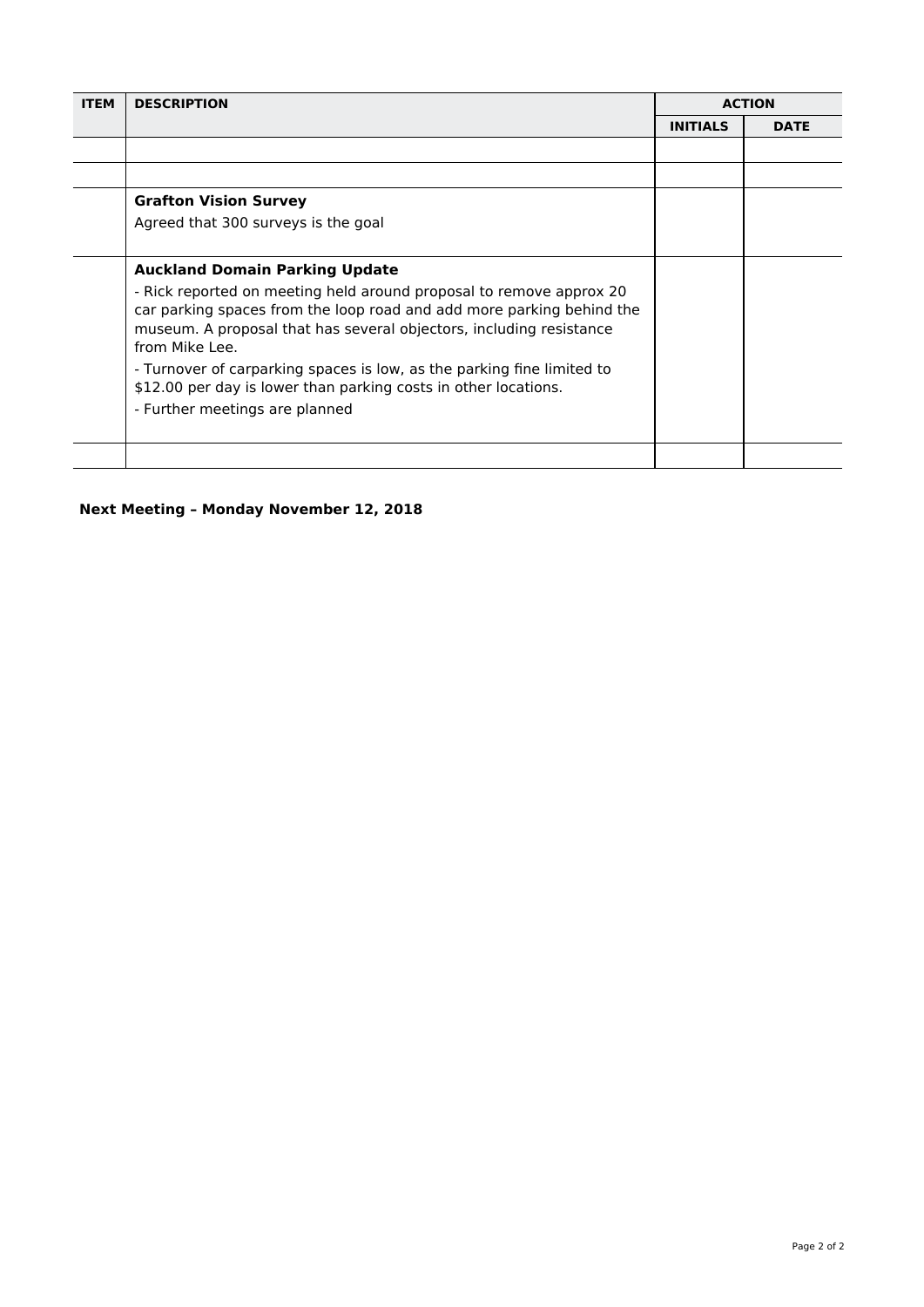| ITEM | DESCRIPTION | ACTION | |
|---|---|---|---|
| | | INITIALS | DATE |
| | | | |
| | | | |
| | **Grafton Vision Survey**<br>Agreed that 300 surveys is the goal | | |
| | **Auckland Domain Parking Update**<br>- Rick reported on meeting held around proposal to remove approx 20 car parking spaces from the loop road and add more parking behind the museum. A proposal that has several objectors, including resistance from Mike Lee.<br>- Turnover of carparking spaces is low, as the parking fine limited to $12.00 per day is lower than parking costs in other locations.<br>- Further meetings are planned | | |
| | | | |

**Next Meeting – Monday November 12, 2018**